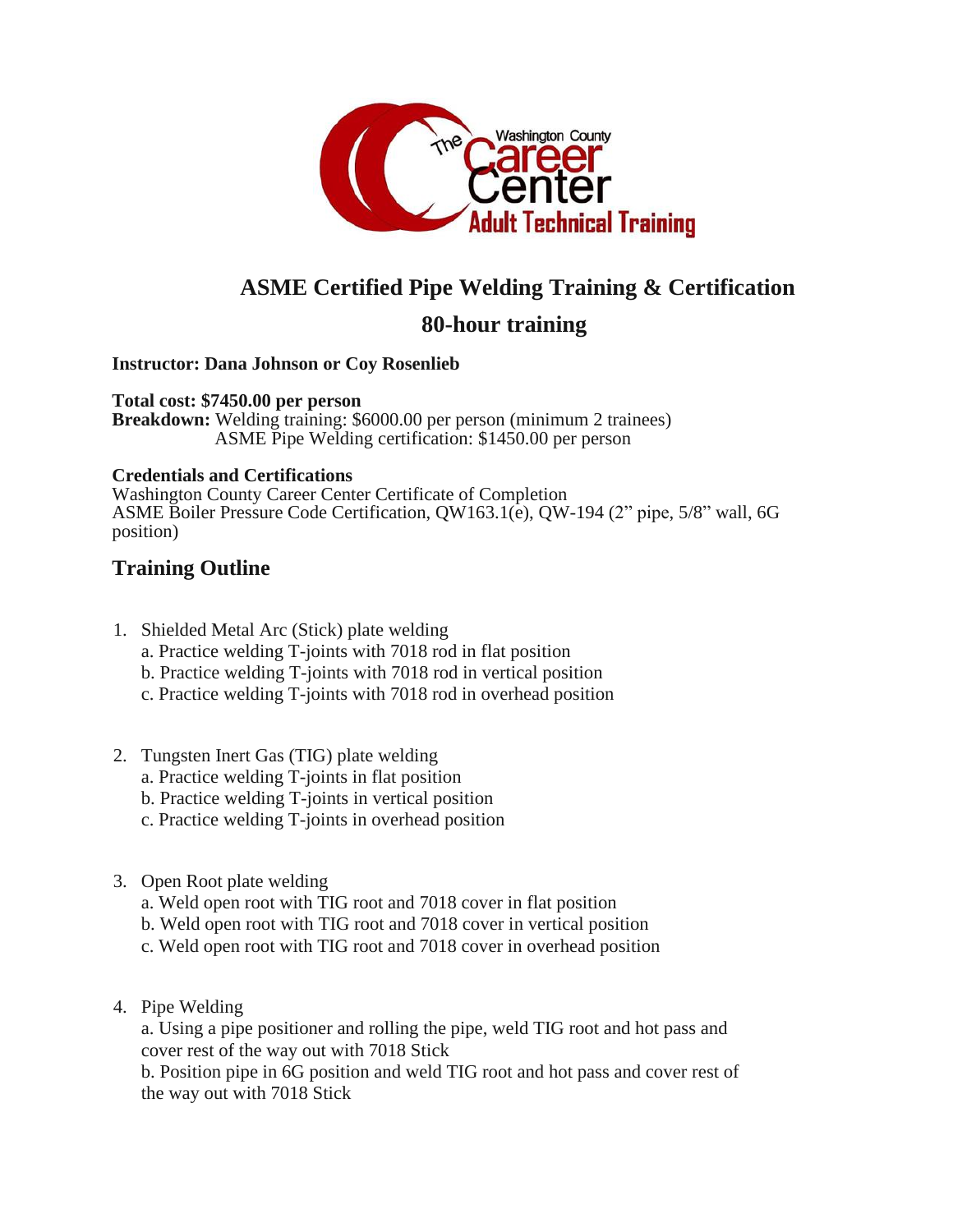The Washington County Career Center Adult Technical Training

# ASME Certified Pipe Welding Training & Certification

## 80-hour training

**Instructor: Dana Johnson or Coy Rosenlieb**

**Total cost: $7450.00 per person**
**Breakdown:** Welding training: $6000.00 per person (minimum 2 trainees)
ASME Pipe Welding certification: $1450.00 per person

**Credentials and Certifications**
Washington County Career Center Certificate of Completion
ASME Boiler Pressure Code Certification, QW163.1(e), QW-194 (2" pipe, 5/8" wall, 6G position)

## Training Outline

1. Shielded Metal Arc (Stick) plate welding
   a. Practice welding T-joints with 7018 rod in flat position
   b. Practice welding T-joints with 7018 rod in vertical position
   c. Practice welding T-joints with 7018 rod in overhead position

2. Tungsten Inert Gas (TIG) plate welding
   a. Practice welding T-joints in flat position
   b. Practice welding T-joints in vertical position
   c. Practice welding T-joints in overhead position

3. Open Root plate welding
   a. Weld open root with TIG root and 7018 cover in flat position
   b. Weld open root with TIG root and 7018 cover in vertical position
   c. Weld open root with TIG root and 7018 cover in overhead position

4. Pipe Welding
   a. Using a pipe positioner and rolling the pipe, weld TIG root and hot pass and cover rest of the way out with 7018 Stick
   b. Position pipe in 6G position and weld TIG root and hot pass and cover rest of the way out with 7018 Stick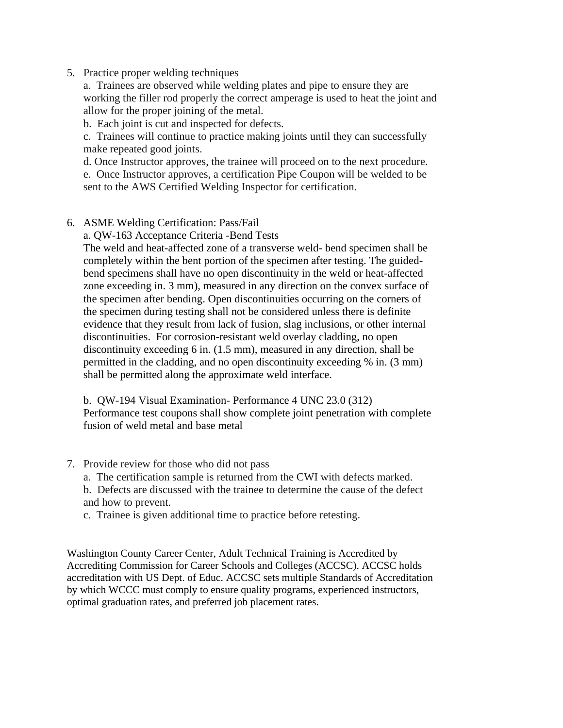5. Practice proper welding techniques
   a. Trainees are observed while welding plates and pipe to ensure they are working the filler rod properly the correct amperage is used to heat the joint and allow for the proper joining of the metal.
   b. Each joint is cut and inspected for defects.
   c. Trainees will continue to practice making joints until they can successfully make repeated good joints.
   d. Once Instructor approves, the trainee will proceed on to the next procedure.
   e. Once Instructor approves, a certification Pipe Coupon will be welded to be sent to the AWS Certified Welding Inspector for certification.

6. ASME Welding Certification: Pass/Fail
   a. QW-163 Acceptance Criteria -Bend Tests
   The weld and heat-affected zone of a transverse weld- bend specimen shall be completely within the bent portion of the specimen after testing. The guided-bend specimens shall have no open discontinuity in the weld or heat-affected zone exceeding in. 3 mm), measured in any direction on the convex surface of the specimen after bending. Open discontinuities occurring on the corners of the specimen during testing shall not be considered unless there is definite evidence that they result from lack of fusion, slag inclusions, or other internal discontinuities. For corrosion-resistant weld overlay cladding, no open discontinuity exceeding 6 in. (1.5 mm), measured in any direction, shall be permitted in the cladding, and no open discontinuity exceeding % in. (3 mm) shall be permitted along the approximate weld interface.

   b. QW-194 Visual Examination- Performance 4 UNC 23.0 (312)
   Performance test coupons shall show complete joint penetration with complete fusion of weld metal and base metal

7. Provide review for those who did not pass
   a. The certification sample is returned from the CWI with defects marked.
   b. Defects are discussed with the trainee to determine the cause of the defect and how to prevent.
   c. Trainee is given additional time to practice before retesting.

Washington County Career Center, Adult Technical Training is Accredited by Accrediting Commission for Career Schools and Colleges (ACCSC). ACCSC holds accreditation with US Dept. of Educ. ACCSC sets multiple Standards of Accreditation by which WCCC must comply to ensure quality programs, experienced instructors, optimal graduation rates, and preferred job placement rates.